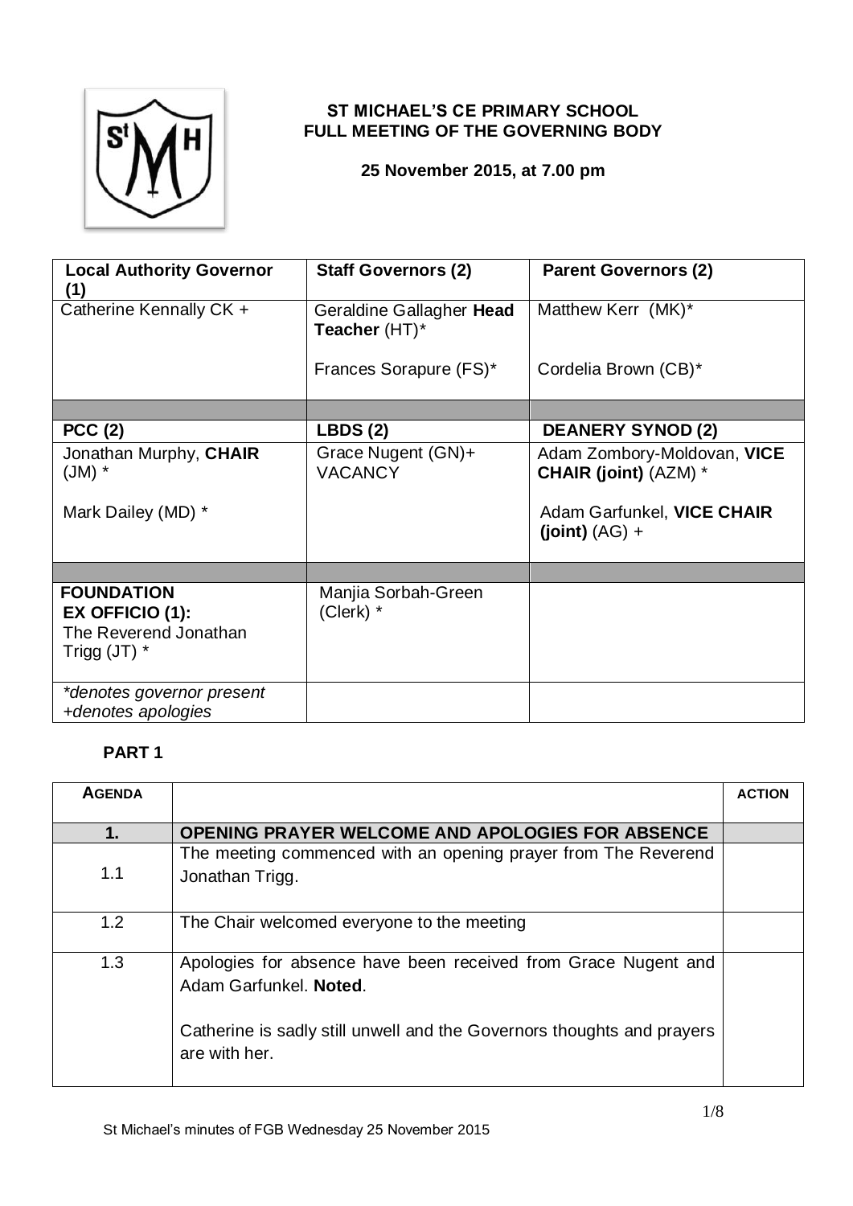**ST MICHAEL'S CE PRIMARY SCHOOL**
**FULL MEETING OF THE GOVERNING BODY**

**25 November 2015, at 7.00 pm**

| **Local Authority Governor (1)** | **Staff Governors (2)** | **Parent Governors (2)** |
|---|---|---|
| Catherine Kennally CK + | Geraldine Gallagher **Head Teacher** (HT)*<br><br>Frances Sorapure (FS)* | Matthew Kerr (MK)*<br><br>Cordelia Brown (CB)* |
| | | |
| **PCC (2)** | **LBDS (2)** | **DEANERY SYNOD (2)** |
| Jonathan Murphy, **CHAIR** (JM) *<br><br>Mark Dailey (MD) * | Grace Nugent (GN)+<br>VACANCY | Adam Zombory-Moldovan, **VICE CHAIR (joint)** (AZM) *<br><br>Adam Garfunkel, **VICE CHAIR (joint)** (AG) + |
| | | |
| **FOUNDATION EX OFFICIO (1):**<br>The Reverend Jonathan Trigg (JT) * | Manjia Sorbah-Green (Clerk) * | |
| *\*denotes governor present*<br>*+denotes apologies* | | |

**PART 1**

| **AGENDA** | | **ACTION** |
|---|---|---|
| **1.** | **OPENING PRAYER WELCOME AND APOLOGIES FOR ABSENCE** | |
| 1.1 | The meeting commenced with an opening prayer from The Reverend Jonathan Trigg. | |
| 1.2 | The Chair welcomed everyone to the meeting | |
| 1.3 | Apologies for absence have been received from Grace Nugent and Adam Garfunkel. **Noted**.<br><br>Catherine is sadly still unwell and the Governors thoughts and prayers are with her. | |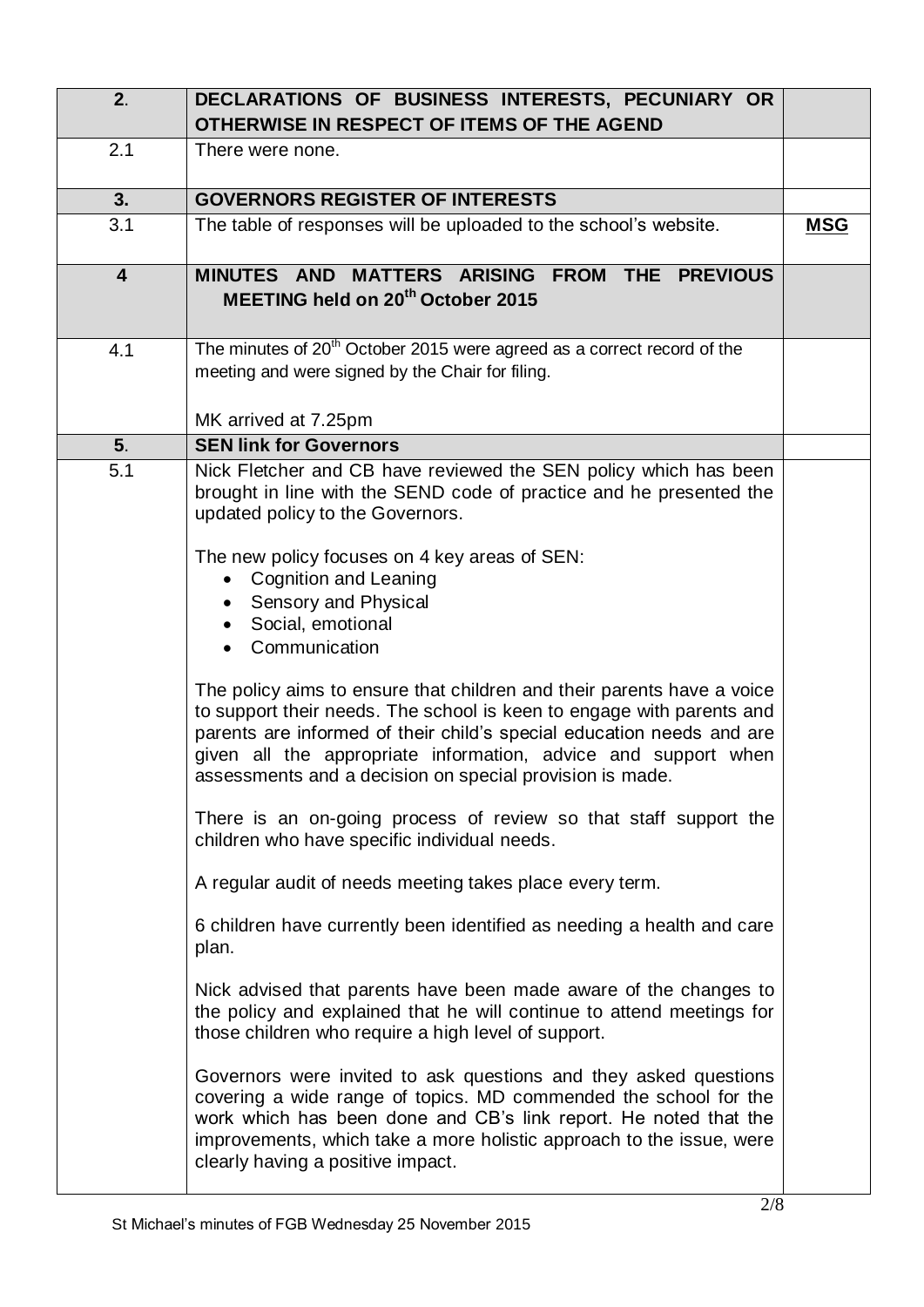| | | |
|---|---|---|
| **2.** | **DECLARATIONS OF BUSINESS INTERESTS, PECUNIARY OR OTHERWISE IN RESPECT OF ITEMS OF THE AGEND** | |
| 2.1 | There were none. | |
| **3.** | **GOVERNORS REGISTER OF INTERESTS** | |
| 3.1 | The table of responses will be uploaded to the school's website. | **MSG** |
| **4** | **MINUTES AND MATTERS ARISING FROM THE PREVIOUS MEETING held on 20th October 2015** | |
| 4.1 | The minutes of 20th October 2015 were agreed as a correct record of the meeting and were signed by the Chair for filing.<br><br>MK arrived at 7.25pm | |
| **5.** | **SEN link for Governors** | |
| 5.1 | Nick Fletcher and CB have reviewed the SEN policy which has been brought in line with the SEND code of practice and he presented the updated policy to the Governors.<br><br>The new policy focuses on 4 key areas of SEN:<br>• Cognition and Leaning<br>• Sensory and Physical<br>• Social, emotional<br>• Communication<br><br>The policy aims to ensure that children and their parents have a voice to support their needs. The school is keen to engage with parents and parents are informed of their child's special education needs and are given all the appropriate information, advice and support when assessments and a decision on special provision is made.<br><br>There is an on-going process of review so that staff support the children who have specific individual needs.<br><br>A regular audit of needs meeting takes place every term.<br><br>6 children have currently been identified as needing a health and care plan.<br><br>Nick advised that parents have been made aware of the changes to the policy and explained that he will continue to attend meetings for those children who require a high level of support.<br><br>Governors were invited to ask questions and they asked questions covering a wide range of topics. MD commended the school for the work which has been done and CB's link report. He noted that the improvements, which take a more holistic approach to the issue, were clearly having a positive impact. | |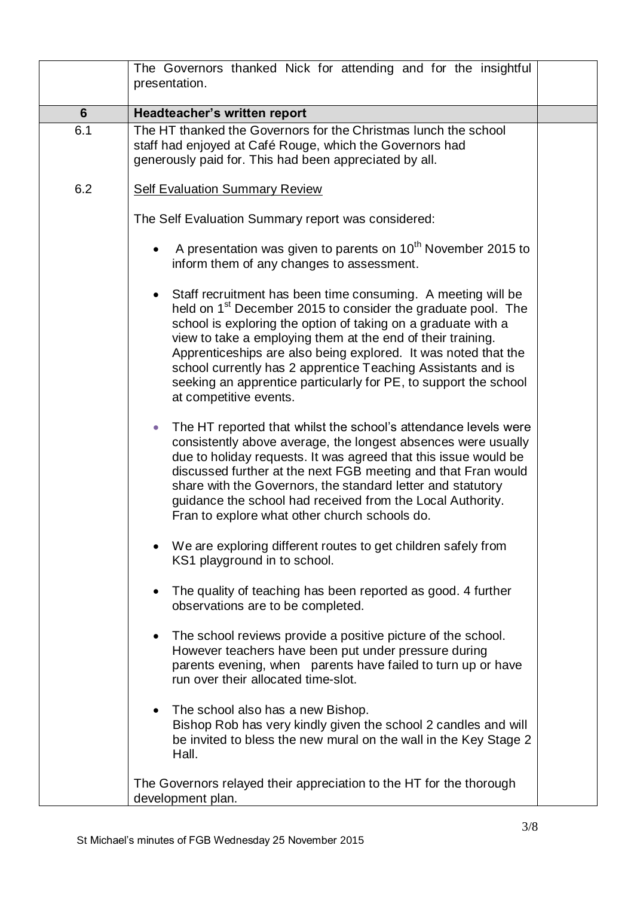| | | |
|---|---|---|
| | The Governors thanked Nick for attending and for the insightful presentation. | |
| **6** | **Headteacher's written report** | |
| 6.1 | The HT thanked the Governors for the Christmas lunch the school staff had enjoyed at Café Rouge, which the Governors had generously paid for. This had been appreciated by all. | |
| 6.2 | Self Evaluation Summary Review<br><br>The Self Evaluation Summary report was considered:<br><br>• A presentation was given to parents on 10th November 2015 to inform them of any changes to assessment.<br><br>• Staff recruitment has been time consuming. A meeting will be held on 1st December 2015 to consider the graduate pool. The school is exploring the option of taking on a graduate with a view to take a employing them at the end of their training. Apprenticeships are also being explored. It was noted that the school currently has 2 apprentice Teaching Assistants and is seeking an apprentice particularly for PE, to support the school at competitive events.<br><br>• The HT reported that whilst the school's attendance levels were consistently above average, the longest absences were usually due to holiday requests. It was agreed that this issue would be discussed further at the next FGB meeting and that Fran would share with the Governors, the standard letter and statutory guidance the school had received from the Local Authority. Fran to explore what other church schools do.<br><br>• We are exploring different routes to get children safely from KS1 playground in to school.<br><br>• The quality of teaching has been reported as good. 4 further observations are to be completed.<br><br>• The school reviews provide a positive picture of the school. However teachers have been put under pressure during parents evening, when parents have failed to turn up or have run over their allocated time-slot.<br><br>• The school also has a new Bishop. Bishop Rob has very kindly given the school 2 candles and will be invited to bless the new mural on the wall in the Key Stage 2 Hall.<br><br>The Governors relayed their appreciation to the HT for the thorough development plan. | |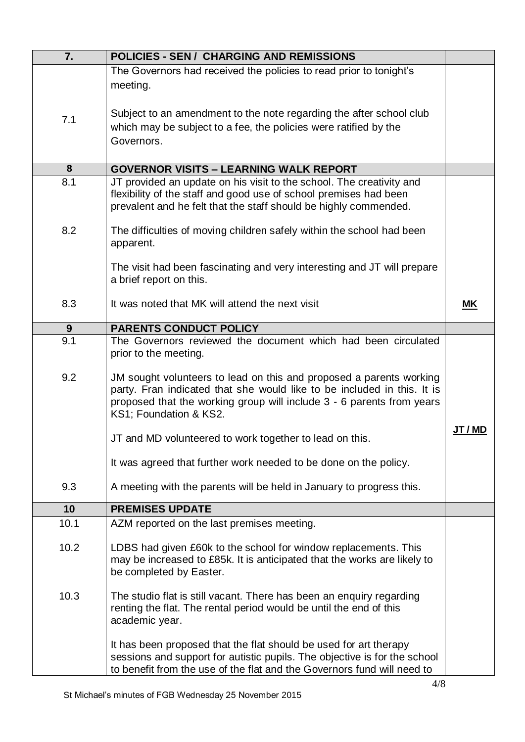| 7. | POLICIES - SEN / CHARGING AND REMISSIONS | |
|---|---|---|
| 7.1 | The Governors had received the policies to read prior to tonight's meeting.<br><br>Subject to an amendment to the note regarding the after school club which may be subject to a fee, the policies were ratified by the Governors. | |
| **8** | **GOVERNOR VISITS – LEARNING WALK REPORT** | |
| 8.1 | JT provided an update on his visit to the school. The creativity and flexibility of the staff and good use of school premises had been prevalent and he felt that the staff should be highly commended. | |
| 8.2 | The difficulties of moving children safely within the school had been apparent.<br><br>The visit had been fascinating and very interesting and JT will prepare a brief report on this. | |
| 8.3 | It was noted that MK will attend the next visit | **MK** |
| **9** | **PARENTS CONDUCT POLICY** | |
| 9.1 | The Governors reviewed the document which had been circulated prior to the meeting. | |
| 9.2 | JM sought volunteers to lead on this and proposed a parents working party. Fran indicated that she would like to be included in this. It is proposed that the working group will include 3 - 6 parents from years KS1; Foundation & KS2.<br><br>JT and MD volunteered to work together to lead on this.<br><br>It was agreed that further work needed to be done on the policy. | **JT / MD** |
| 9.3 | A meeting with the parents will be held in January to progress this. | |
| **10** | **PREMISES UPDATE** | |
| 10.1 | AZM reported on the last premises meeting. | |
| 10.2 | LDBS had given £60k to the school for window replacements. This may be increased to £85k. It is anticipated that the works are likely to be completed by Easter. | |
| 10.3 | The studio flat is still vacant. There has been an enquiry regarding renting the flat. The rental period would be until the end of this academic year.<br><br>It has been proposed that the flat should be used for art therapy sessions and support for autistic pupils. The objective is for the school to benefit from the use of the flat and the Governors fund will need to | |

St Michael's minutes of FGB Wednesday 25 November 2015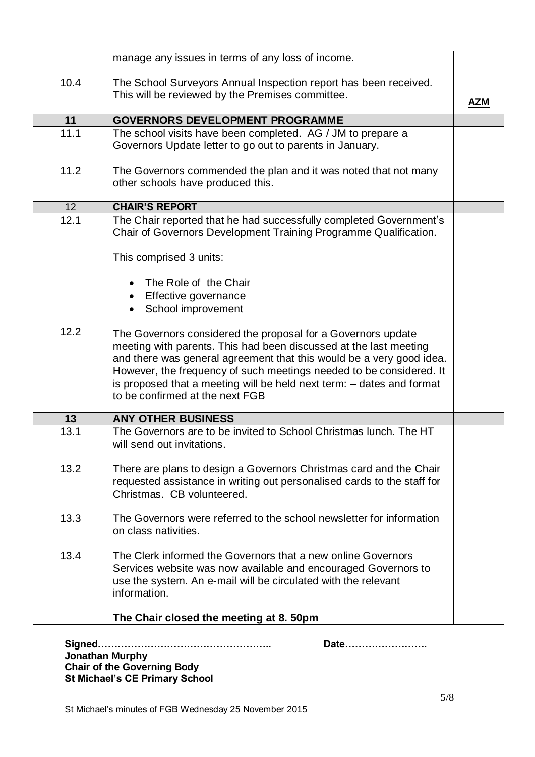| | | |
|---|---|---|
| | manage any issues in terms of any loss of income. | |
| 10.4 | The School Surveyors Annual Inspection report has been received. This will be reviewed by the Premises committee. | **AZM** |
| **11** | **GOVERNORS DEVELOPMENT PROGRAMME** | |
| 11.1 | The school visits have been completed. AG / JM to prepare a Governors Update letter to go out to parents in January. | |
| 11.2 | The Governors commended the plan and it was noted that not many other schools have produced this. | |
| 12 | **CHAIR'S REPORT** | |
| 12.1 | The Chair reported that he had successfully completed Government's Chair of Governors Development Training Programme Qualification.<br><br>This comprised 3 units:<br><br>• The Role of the Chair<br>• Effective governance<br>• School improvement | |
| 12.2 | The Governors considered the proposal for a Governors update meeting with parents. This had been discussed at the last meeting and there was general agreement that this would be a very good idea. However, the frequency of such meetings needed to be considered. It is proposed that a meeting will be held next term: – dates and format to be confirmed at the next FGB | |
| **13** | **ANY OTHER BUSINESS** | |
| 13.1 | The Governors are to be invited to School Christmas lunch. The HT will send out invitations. | |
| 13.2 | There are plans to design a Governors Christmas card and the Chair requested assistance in writing out personalised cards to the staff for Christmas. CB volunteered. | |
| 13.3 | The Governors were referred to the school newsletter for information on class nativities. | |
| 13.4 | The Clerk informed the Governors that a new online Governors Services website was now available and encouraged Governors to use the system. An e-mail will be circulated with the relevant information.<br><br>**The Chair closed the meeting at 8. 50pm** | |

**Signed……………………………………………..** **Date…………………….**
**Jonathan Murphy**
**Chair of the Governing Body**
**St Michael's CE Primary School**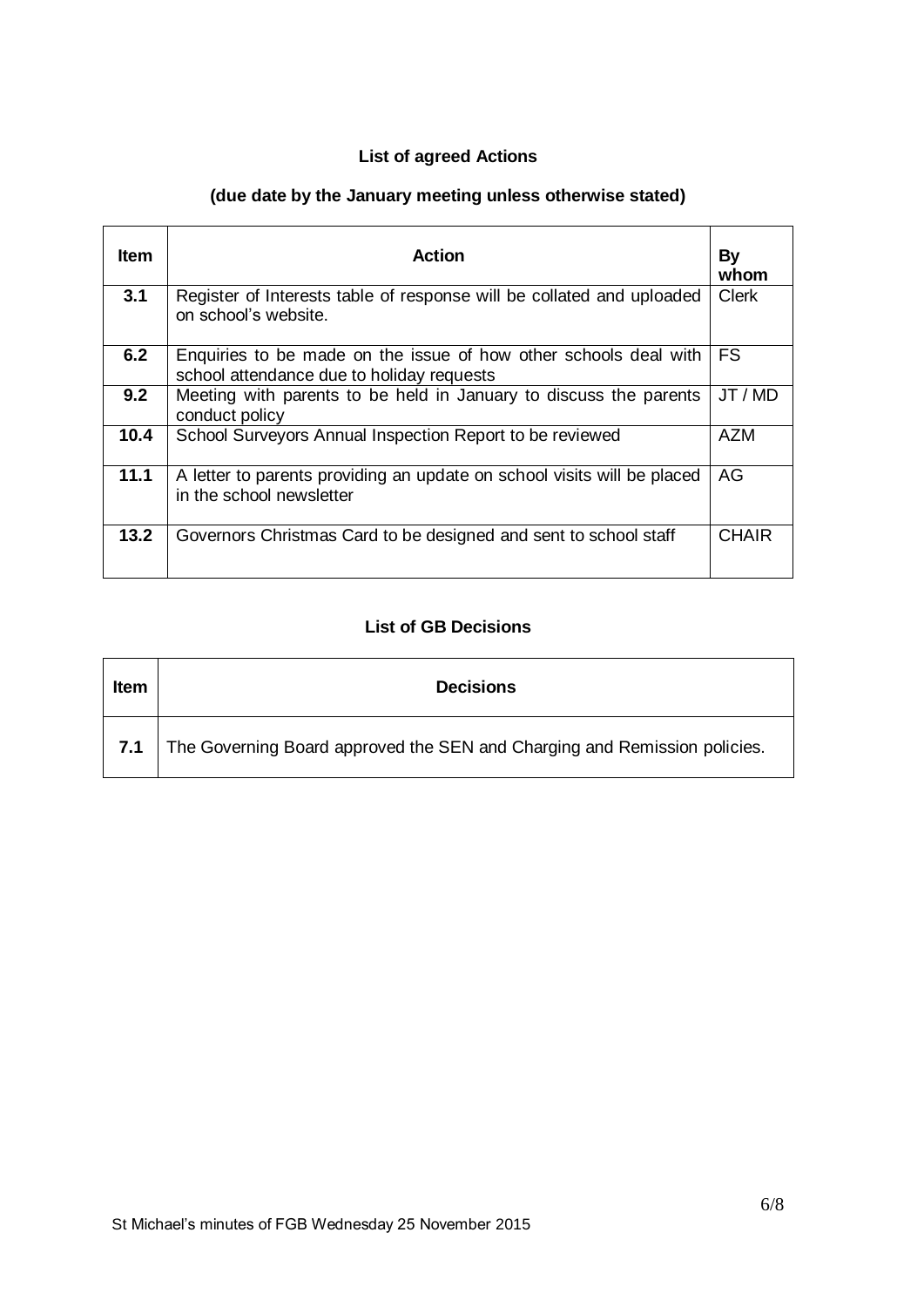**List of agreed Actions**

**(due date by the January meeting unless otherwise stated)**

| Item | Action | By whom |
|---|---|---|
| **3.1** | Register of Interests table of response will be collated and uploaded on school's website. | Clerk |
| **6.2** | Enquiries to be made on the issue of how other schools deal with school attendance due to holiday requests | FS |
| **9.2** | Meeting with parents to be held in January to discuss the parents conduct policy | JT / MD |
| **10.4** | School Surveyors Annual Inspection Report to be reviewed | AZM |
| **11.1** | A letter to parents providing an update on school visits will be placed in the school newsletter | AG |
| **13.2** | Governors Christmas Card to be designed and sent to school staff | CHAIR |

**List of GB Decisions**

| Item | Decisions |
|---|---|
| **7.1** | The Governing Board approved the SEN and Charging and Remission policies. |